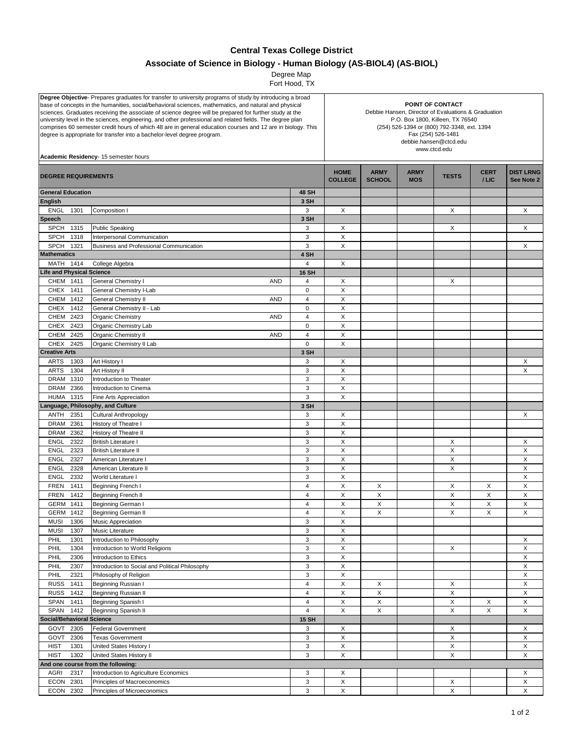# Central Texas College District

## Associate of Science in Biology - Human Biology (AS-BIOL4) (AS-BIOL)

Degree Map
Fort Hood, TX

**Degree Objective**- Prepares graduates for transfer to university programs of study by introducing a broad base of concepts in the humanities, social/behavioral sciences, mathematics, and natural and physical sciences. Graduates receiving the associate of science degree will be prepared for further study at the university level in the sciences, engineering, and other professional and related fields. The degree plan comprises 60 semester credit hours of which 48 are in general education courses and 12 are in biology. This degree is appropriate for transfer into a bachelor-level degree program.

**Academic Residency**- 15 semester hours

**POINT OF CONTACT**
Debbie Hansen, Director of Evaluations & Graduation
P.O. Box 1800, Killeen, TX 76540
(254) 526-1394 or (800) 792-3348, ext. 1394
Fax (254) 526-1481
debbie.hansen@ctcd.edu
www.ctcd.edu

| DEGREE REQUIREMENTS | | | SH | HOME COLLEGE | ARMY SCHOOL | ARMY MOS | TESTS | CERT / LIC | DIST LRNG See Note 2 |
|---|---|---|---|---|---|---|---|---|---|
| **General Education** | | | **48 SH** | | | | | | |
| **English** | | | **3 SH** | | | | | | |
| ENGL 1301 | Composition I | | 3 | X | | | X | | X |
| **Speech** | | | **3 SH** | | | | | | |
| SPCH 1315 | Public Speaking | | 3 | X | | | X | | X |
| SPCH 1318 | Interpersonal Communication | | 3 | X | | | | | |
| SPCH 1321 | Business and Professional Communication | | 3 | X | | | | | X |
| **Mathematics** | | | **4 SH** | | | | | | |
| MATH 1414 | College Algebra | | 4 | X | | | | | |
| **Life and Physical Science** | | | **16 SH** | | | | | | |
| CHEM 1411 | General Chemistry I | AND | 4 | X | | | X | | |
| CHEX 1411 | General Chemistry I-Lab | | 0 | X | | | | | |
| CHEM 1412 | General Chemistry II | AND | 4 | X | | | | | |
| CHEX 1412 | General Chemistry II - Lab | | 0 | X | | | | | |
| CHEM 2423 | Organic Chemistry | AND | 4 | X | | | | | |
| CHEX 2423 | Organic Chemistry Lab | | 0 | X | | | | | |
| CHEM 2425 | Organic Chemistry II | AND | 4 | X | | | | | |
| CHEX 2425 | Organic Chemistry II Lab | | 0 | X | | | | | |
| **Creative Arts** | | | **3 SH** | | | | | | |
| ARTS 1303 | Art History I | | 3 | X | | | | | X |
| ARTS 1304 | Art History II | | 3 | X | | | | | X |
| DRAM 1310 | Introduction to Theater | | 3 | X | | | | | |
| DRAM 2366 | Introduction to Cinema | | 3 | X | | | | | |
| HUMA 1315 | Fine Arts Appreciation | | 3 | X | | | | | |
| **Language, Philosophy, and Culture** | | | **3 SH** | | | | | | |
| ANTH 2351 | Cultural Anthropology | | 3 | X | | | | | X |
| DRAM 2361 | History of Theatre I | | 3 | X | | | | | |
| DRAM 2362 | History of Theatre II | | 3 | X | | | | | |
| ENGL 2322 | British Literature I | | 3 | X | | | X | | X |
| ENGL 2323 | British Literature II | | 3 | X | | | X | | X |
| ENGL 2327 | American Literature I | | 3 | X | | | X | | X |
| ENGL 2328 | American Literature II | | 3 | X | | | X | | X |
| ENGL 2332 | World Literature I | | 3 | X | | | | | X |
| FREN 1411 | Beginning French I | | 4 | X | X | | X | X | X |
| FREN 1412 | Beginning French II | | 4 | X | X | | X | X | X |
| GERM 1411 | Beginning German I | | 4 | X | X | | X | X | X |
| GERM 1412 | Beginning German II | | 4 | X | X | | X | X | X |
| MUSI 1306 | Music Appreciation | | 3 | X | | | | | |
| MUSI 1307 | Music Literature | | 3 | X | | | | | |
| PHIL 1301 | Introduction to Philosophy | | 3 | X | | | | | X |
| PHIL 1304 | Introduction to World Religions | | 3 | X | | | X | | X |
| PHIL 2306 | Introduction to Ethics | | 3 | X | | | | | X |
| PHIL 2307 | Introduction to Social and Political Philosophy | | 3 | X | | | | | X |
| PHIL 2321 | Philosophy of Religion | | 3 | X | | | | | X |
| RUSS 1411 | Beginning Russian I | | 4 | X | X | | X | | X |
| RUSS 1412 | Beginning Russian II | | 4 | X | X | | X | | X |
| SPAN 1411 | Beginning Spanish I | | 4 | X | X | | X | X | X |
| SPAN 1412 | Beginning Spanish II | | 4 | X | X | | X | X | X |
| **Social/Behavioral Science** | | | **15 SH** | | | | | | |
| GOVT 2305 | Federal Government | | 3 | X | | | X | | X |
| GOVT 2306 | Texas Government | | 3 | X | | | X | | X |
| HIST 1301 | United States History I | | 3 | X | | | X | | X |
| HIST 1302 | United States History II | | 3 | X | | | X | | X |
| **And one course from the following:** | | | | | | | | | |
| AGRI 2317 | Introduction to Agriculture Economics | | 3 | X | | | | | X |
| ECON 2301 | Principles of Macroeconomics | | 3 | X | | | X | | X |
| ECON 2302 | Principles of Microeconomics | | 3 | X | | | X | | X |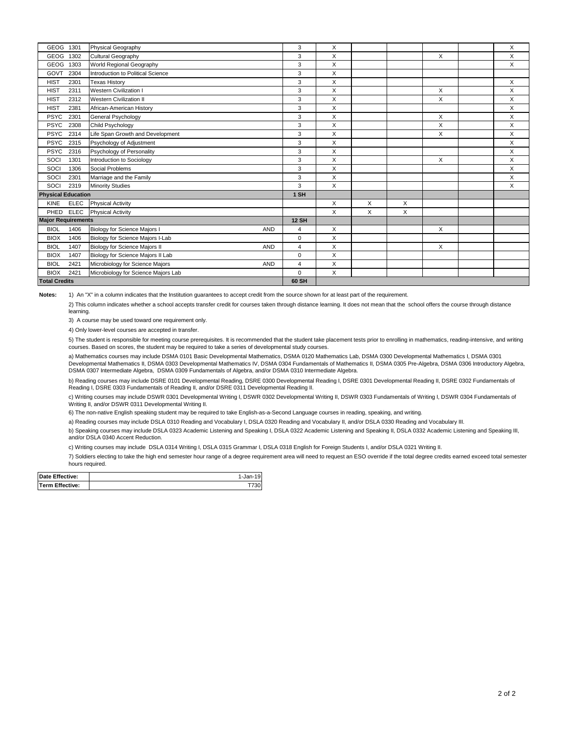| | | | | | | | | | | |
|---|---|---|---|---|---|---|---|---|---|---|
| GEOG 1301 | Physical Geography | | 3 | X | | | | | X |
| GEOG 1302 | Cultural Geography | | 3 | X | | | X | | X |
| GEOG 1303 | World Regional Geography | | 3 | X | | | | | X |
| GOVT 2304 | Introduction to Political Science | | 3 | X | | | | | |
| HIST 2301 | Texas History | | 3 | X | | | | | X |
| HIST 2311 | Western Civilization I | | 3 | X | | | X | | X |
| HIST 2312 | Western Civilization II | | 3 | X | | | X | | X |
| HIST 2381 | African-American History | | 3 | X | | | | | X |
| PSYC 2301 | General Psychology | | 3 | X | | | X | | X |
| PSYC 2308 | Child Psychology | | 3 | X | | | X | | X |
| PSYC 2314 | Life Span Growth and Development | | 3 | X | | | X | | X |
| PSYC 2315 | Psychology of Adjustment | | 3 | X | | | | | X |
| PSYC 2316 | Psychology of Personality | | 3 | X | | | | | X |
| SOCI 1301 | Introduction to Sociology | | 3 | X | | | X | | X |
| SOCI 1306 | Social Problems | | 3 | X | | | | | X |
| SOCI 2301 | Marriage and the Family | | 3 | X | | | | | X |
| SOCI 2319 | Minority Studies | | 3 | X | | | | | X |
| **Physical Education** | | | **1 SH** | | | | | | |
| KINE ELEC | Physical Activity | | | X | X | X | | | |
| PHED ELEC | Physical Activity | | | X | X | X | | | |
| **Major Requirements** | | | **12 SH** | | | | | | |
| BIOL 1406 | Biology for Science Majors I | AND | 4 | X | | | X | | |
| BIOX 1406 | Biology for Science Majors I-Lab | | 0 | X | | | | | |
| BIOL 1407 | Biology for Science Majors II | AND | 4 | X | | | X | | |
| BIOX 1407 | Biology for Science Majors II Lab | | 0 | X | | | | | |
| BIOL 2421 | Microbiology for Science Majors | AND | 4 | X | | | | | |
| BIOX 2421 | Microbiology for Science Majors Lab | | 0 | X | | | | | |
| **Total Credits** | | | **60 SH** | | | | | | |

**Notes:**

1) An "X" in a column indicates that the Institution guarantees to accept credit from the source shown for at least part of the requirement.

2) This column indicates whether a school accepts transfer credit for courses taken through distance learning. It does not mean that the school offers the course through distance learning.

3) A course may be used toward one requirement only.

4) Only lower-level courses are accepted in transfer.

5) The student is responsible for meeting course prerequisites. It is recommended that the student take placement tests prior to enrolling in mathematics, reading-intensive, and writing courses. Based on scores, the student may be required to take a series of developmental study courses.

a) Mathematics courses may include DSMA 0101 Basic Developmental Mathematics, DSMA 0120 Mathematics Lab, DSMA 0300 Developmental Mathematics I, DSMA 0301 Developmental Mathematics II, DSMA 0303 Developmental Mathematics IV, DSMA 0304 Fundamentals of Mathematics II, DSMA 0305 Pre-Algebra, DSMA 0306 Introductory Algebra, DSMA 0307 Intermediate Algebra, DSMA 0309 Fundamentals of Algebra, and/or DSMA 0310 Intermediate Algebra.

b) Reading courses may include DSRE 0101 Developmental Reading, DSRE 0300 Developmental Reading I, DSRE 0301 Developmental Reading II, DSRE 0302 Fundamentals of Reading I, DSRE 0303 Fundamentals of Reading II, and/or DSRE 0311 Developmental Reading II.

c) Writing courses may include DSWR 0301 Developmental Writing I, DSWR 0302 Developmental Writing II, DSWR 0303 Fundamentals of Writing I, DSWR 0304 Fundamentals of Writing II, and/or DSWR 0311 Developmental Writing II.

6) The non-native English speaking student may be required to take English-as-a-Second Language courses in reading, speaking, and writing.

a) Reading courses may include DSLA 0310 Reading and Vocabulary I, DSLA 0320 Reading and Vocabulary II, and/or DSLA 0330 Reading and Vocabulary III.

b) Speaking courses may include DSLA 0323 Academic Listening and Speaking I, DSLA 0322 Academic Listening and Speaking II, DSLA 0332 Academic Listening and Speaking III, and/or DSLA 0340 Accent Reduction.

c) Writing courses may include DSLA 0314 Writing I, DSLA 0315 Grammar I, DSLA 0318 English for Foreign Students I, and/or DSLA 0321 Writing II.

7) Soldiers electing to take the high end semester hour range of a degree requirement area will need to request an ESO override if the total degree credits earned exceed total semester hours required.

| | |
|---|---|
| **Date Effective:** | 1-Jan-19 |
| **Term Effective:** | T730 |